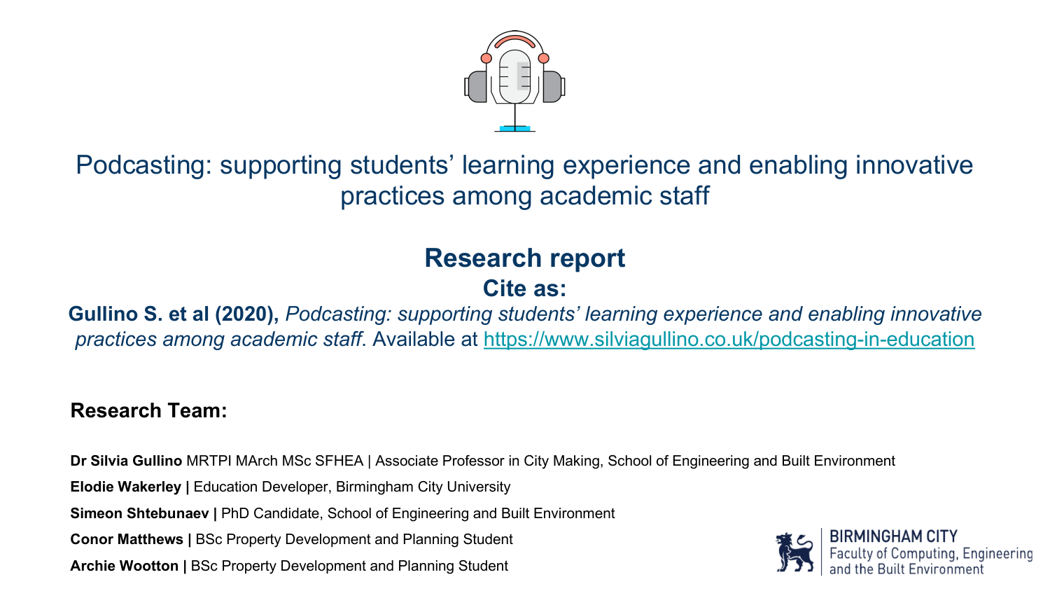# Podcasting: supporting students' learning experience and enabling innovative practices among academic staff

## Research report

**Cite as:**

**Gullino S. et al (2020),** *Podcasting: supporting students' learning experience and enabling innovative practices among academic staff*. Available at https://www.silviagullino.co.uk/podcasting-in-education

### Research Team:

**Dr Silvia Gullino** MRTPI MArch MSc SFHEA | Associate Professor in City Making, School of Engineering and Built Environment

**Elodie Wakerley |** Education Developer, Birmingham City University

**Simeon Shtebunaev |** PhD Candidate, School of Engineering and Built Environment

**Conor Matthews |** BSc Property Development and Planning Student

**Archie Wootton |** BSc Property Development and Planning Student

BIRMINGHAM CITY
Faculty of Computing, Engineering and the Built Environment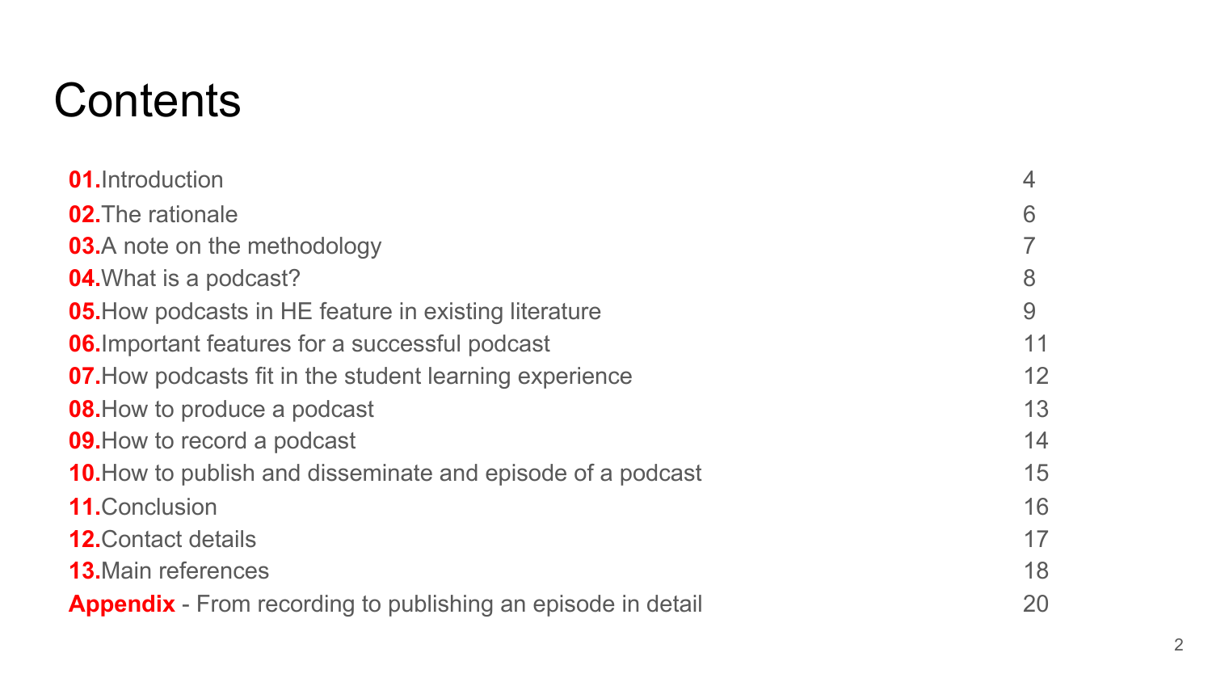# Contents

| | |
|---|---|
| **01.** Introduction | 4 |
| **02.** The rationale | 6 |
| **03.** A note on the methodology | 7 |
| **04.** What is a podcast? | 8 |
| **05.** How podcasts in HE feature in existing literature | 9 |
| **06.** Important features for a successful podcast | 11 |
| **07.** How podcasts fit in the student learning experience | 12 |
| **08.** How to produce a podcast | 13 |
| **09.** How to record a podcast | 14 |
| **10.** How to publish and disseminate and episode of a podcast | 15 |
| **11.** Conclusion | 16 |
| **12.** Contact details | 17 |
| **13.** Main references | 18 |
| **Appendix** - From recording to publishing an episode in detail | 20 |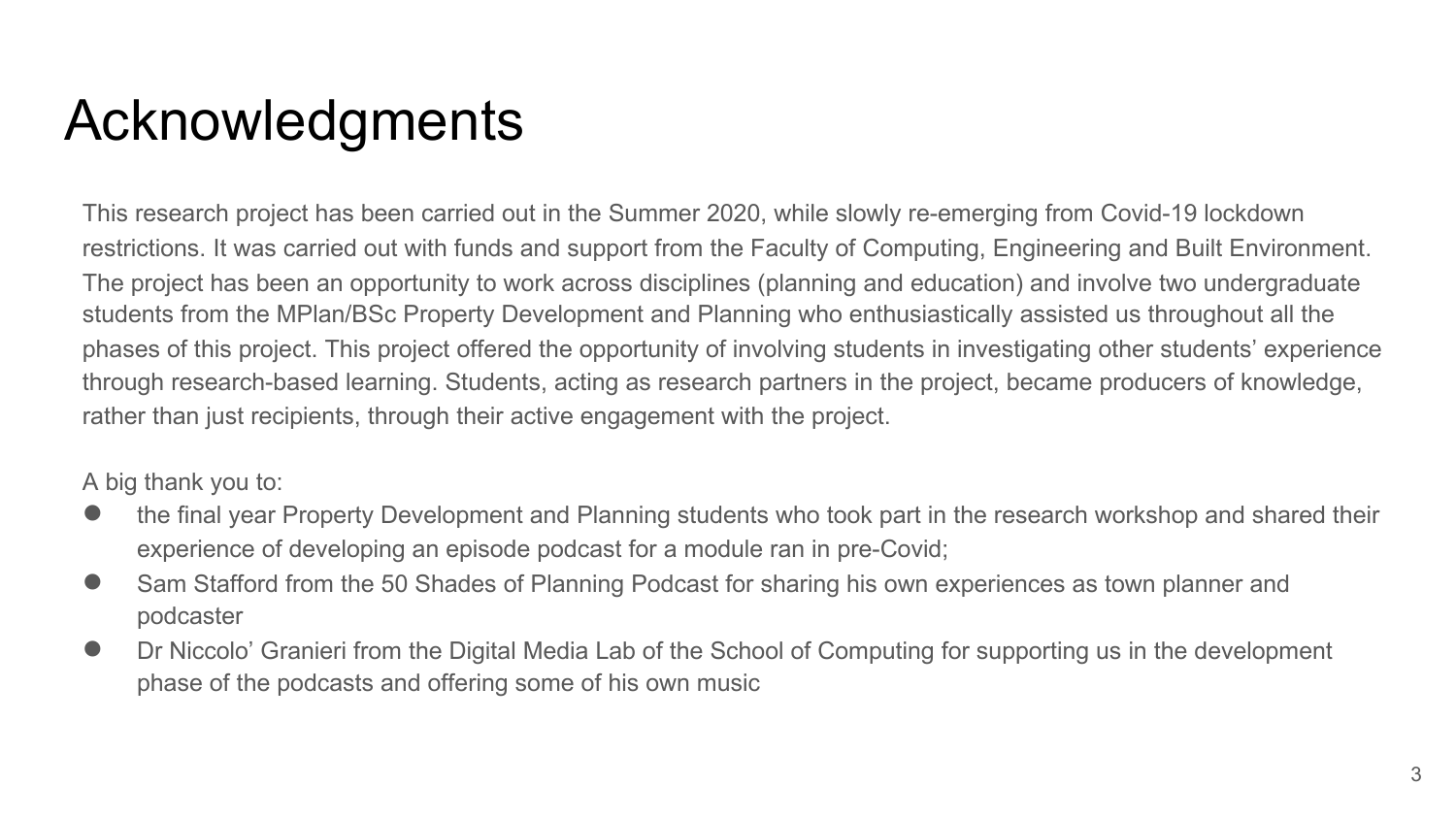# Acknowledgments

This research project has been carried out in the Summer 2020, while slowly re-emerging from Covid-19 lockdown restrictions. It was carried out with funds and support from the Faculty of Computing, Engineering and Built Environment. The project has been an opportunity to work across disciplines (planning and education) and involve two undergraduate students from the MPlan/BSc Property Development and Planning who enthusiastically assisted us throughout all the phases of this project. This project offered the opportunity of involving students in investigating other students' experience through research-based learning. Students, acting as research partners in the project, became producers of knowledge, rather than just recipients, through their active engagement with the project.

A big thank you to:

- the final year Property Development and Planning students who took part in the research workshop and shared their experience of developing an episode podcast for a module ran in pre-Covid;
- Sam Stafford from the 50 Shades of Planning Podcast for sharing his own experiences as town planner and podcaster
- Dr Niccolo' Granieri from the Digital Media Lab of the School of Computing for supporting us in the development phase of the podcasts and offering some of his own music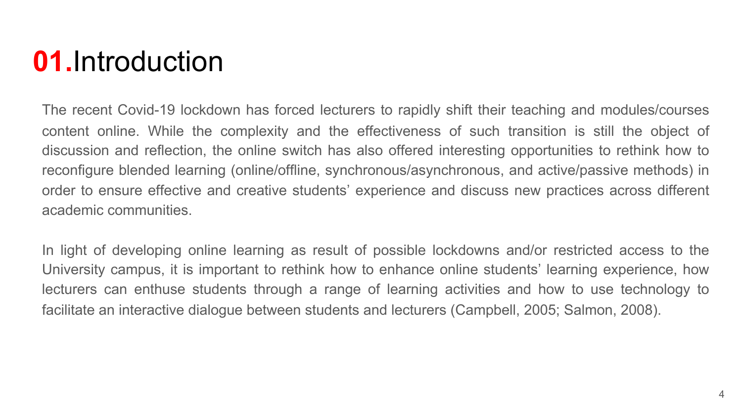# **01.**Introduction

The recent Covid-19 lockdown has forced lecturers to rapidly shift their teaching and modules/courses content online. While the complexity and the effectiveness of such transition is still the object of discussion and reflection, the online switch has also offered interesting opportunities to rethink how to reconfigure blended learning (online/offline, synchronous/asynchronous, and active/passive methods) in order to ensure effective and creative students' experience and discuss new practices across different academic communities.

In light of developing online learning as result of possible lockdowns and/or restricted access to the University campus, it is important to rethink how to enhance online students' learning experience, how lecturers can enthuse students through a range of learning activities and how to use technology to facilitate an interactive dialogue between students and lecturers (Campbell, 2005; Salmon, 2008).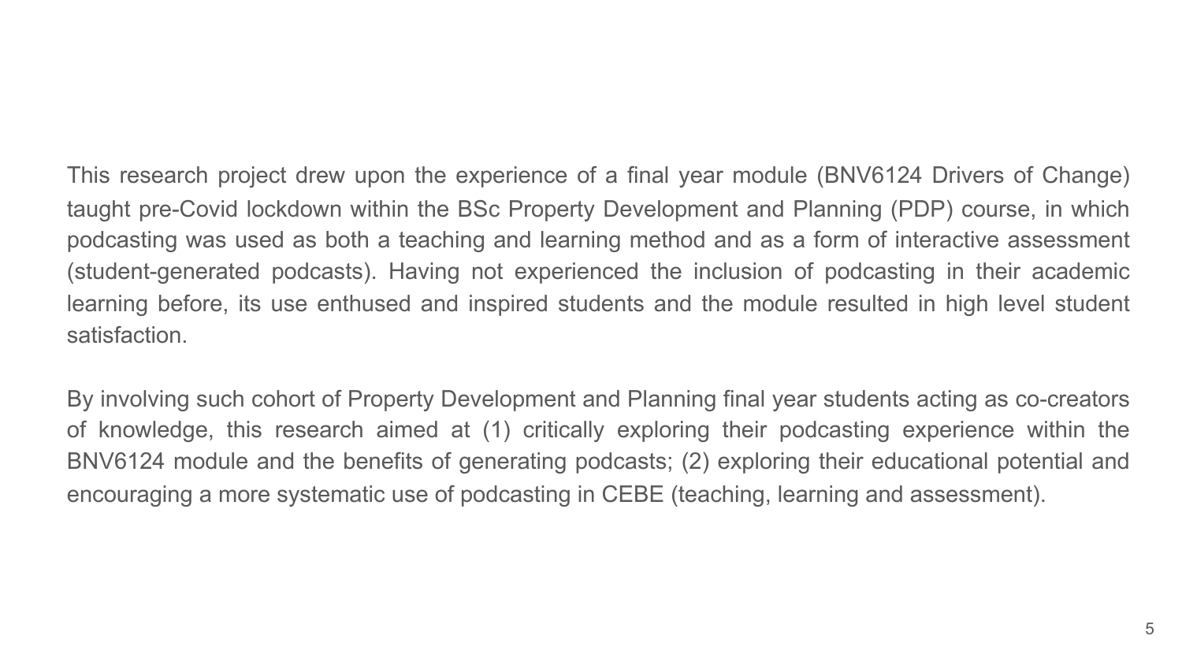This research project drew upon the experience of a final year module (BNV6124 Drivers of Change) taught pre-Covid lockdown within the BSc Property Development and Planning (PDP) course, in which podcasting was used as both a teaching and learning method and as a form of interactive assessment (student-generated podcasts). Having not experienced the inclusion of podcasting in their academic learning before, its use enthused and inspired students and the module resulted in high level student satisfaction.

By involving such cohort of Property Development and Planning final year students acting as co-creators of knowledge, this research aimed at (1) critically exploring their podcasting experience within the BNV6124 module and the benefits of generating podcasts; (2) exploring their educational potential and encouraging a more systematic use of podcasting in CEBE (teaching, learning and assessment).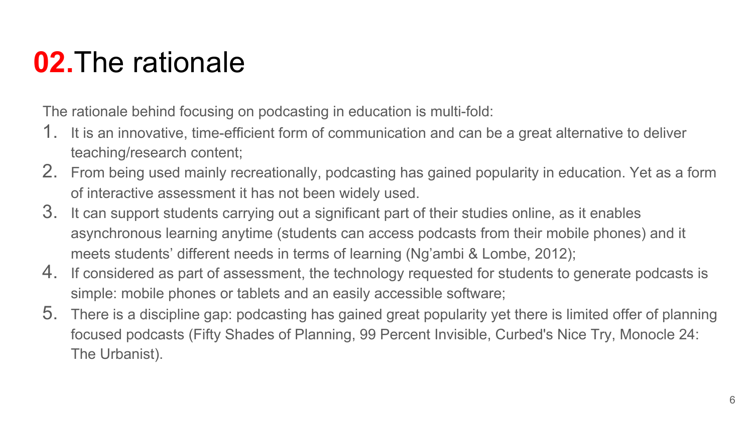# 02. The rationale

The rationale behind focusing on podcasting in education is multi-fold:

1. It is an innovative, time-efficient form of communication and can be a great alternative to deliver teaching/research content;
2. From being used mainly recreationally, podcasting has gained popularity in education. Yet as a form of interactive assessment it has not been widely used.
3. It can support students carrying out a significant part of their studies online, as it enables asynchronous learning anytime (students can access podcasts from their mobile phones) and it meets students' different needs in terms of learning (Ng'ambi & Lombe, 2012);
4. If considered as part of assessment, the technology requested for students to generate podcasts is simple: mobile phones or tablets and an easily accessible software;
5. There is a discipline gap: podcasting has gained great popularity yet there is limited offer of planning focused podcasts (Fifty Shades of Planning, 99 Percent Invisible, Curbed's Nice Try, Monocle 24: The Urbanist).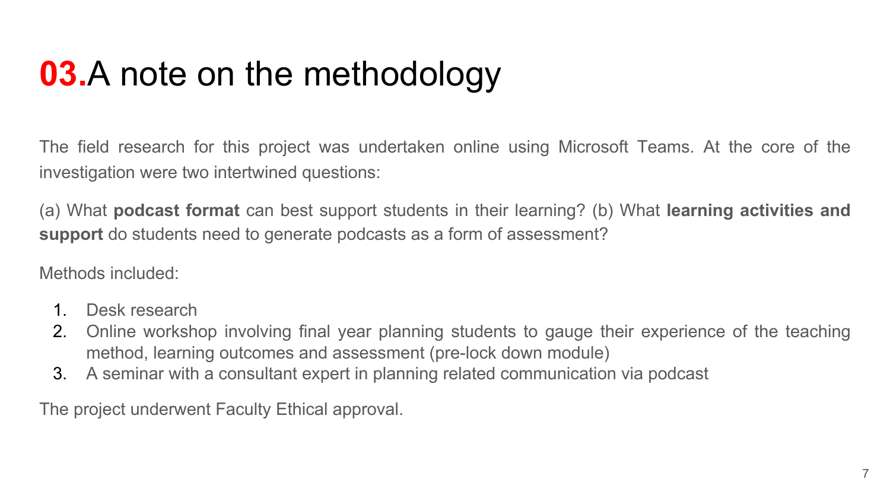# 03. A note on the methodology

The field research for this project was undertaken online using Microsoft Teams. At the core of the investigation were two intertwined questions:

(a) What **podcast format** can best support students in their learning? (b) What **learning activities and support** do students need to generate podcasts as a form of assessment?

Methods included:

1. Desk research
2. Online workshop involving final year planning students to gauge their experience of the teaching method, learning outcomes and assessment (pre-lock down module)
3. A seminar with a consultant expert in planning related communication via podcast

The project underwent Faculty Ethical approval.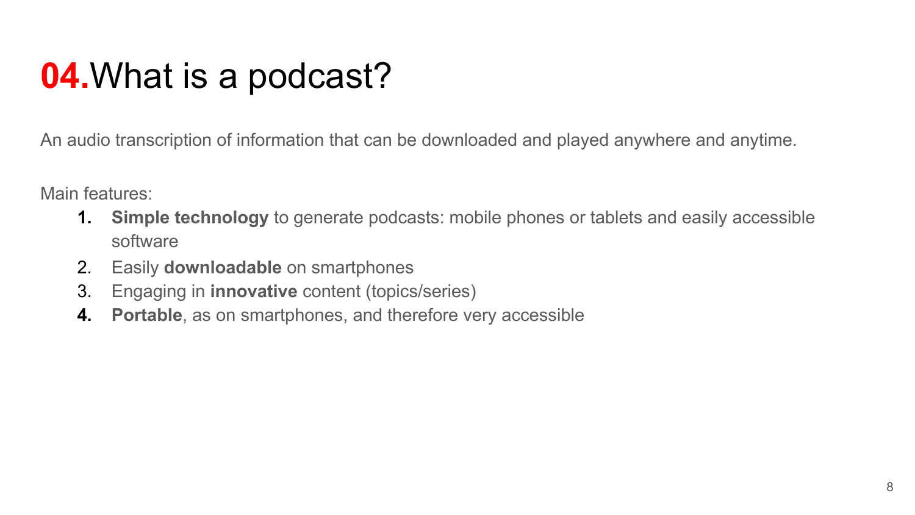# **04.**What is a podcast?

An audio transcription of information that can be downloaded and played anywhere and anytime.

Main features:

1. **Simple technology** to generate podcasts: mobile phones or tablets and easily accessible software
2. Easily **downloadable** on smartphones
3. Engaging in **innovative** content (topics/series)
4. **Portable**, as on smartphones, and therefore very accessible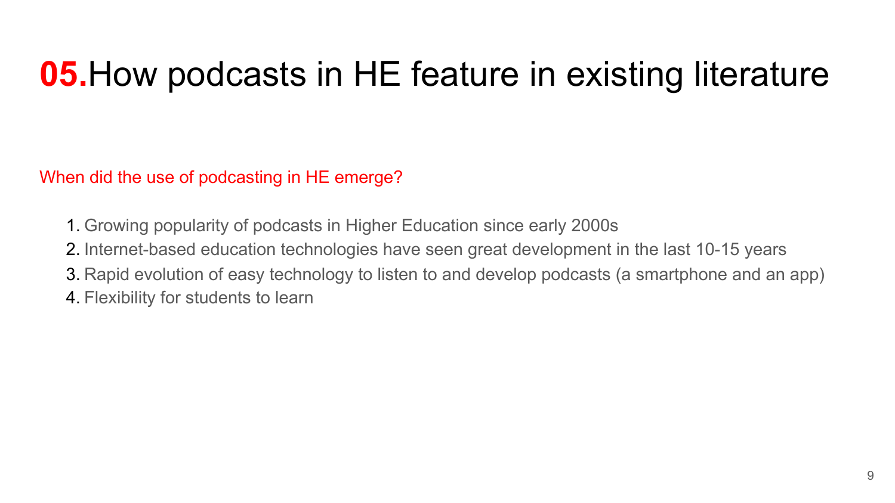# **05.** How podcasts in HE feature in existing literature

When did the use of podcasting in HE emerge?

1. Growing popularity of podcasts in Higher Education since early 2000s
2. Internet-based education technologies have seen great development in the last 10-15 years
3. Rapid evolution of easy technology to listen to and develop podcasts (a smartphone and an app)
4. Flexibility for students to learn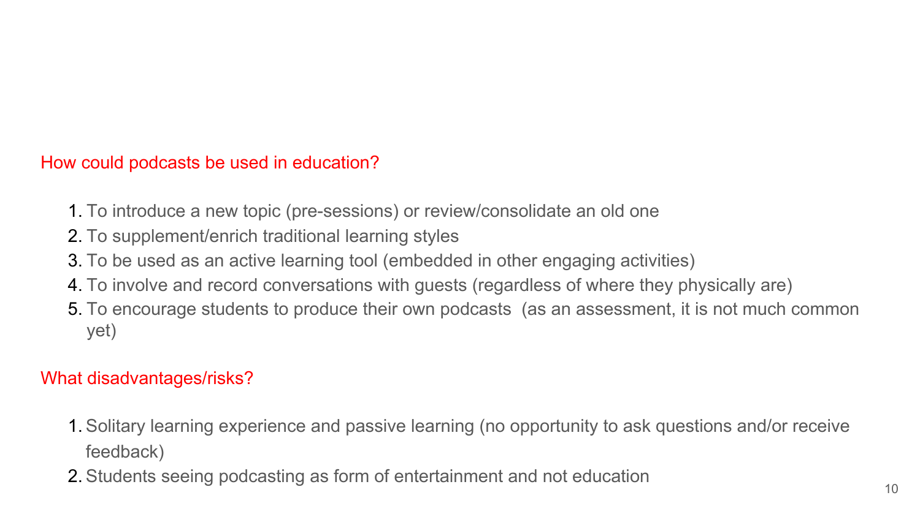## How could podcasts be used in education?

1. To introduce a new topic (pre-sessions) or review/consolidate an old one
2. To supplement/enrich traditional learning styles
3. To be used as an active learning tool (embedded in other engaging activities)
4. To involve and record conversations with guests (regardless of where they physically are)
5. To encourage students to produce their own podcasts (as an assessment, it is not much common yet)

## What disadvantages/risks?

1. Solitary learning experience and passive learning (no opportunity to ask questions and/or receive feedback)
2. Students seeing podcasting as form of entertainment and not education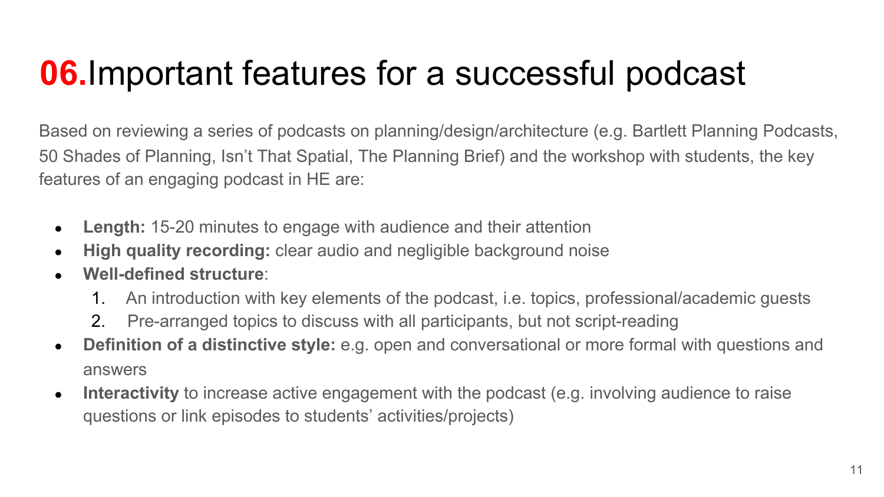# 06. Important features for a successful podcast

Based on reviewing a series of podcasts on planning/design/architecture (e.g. Bartlett Planning Podcasts, 50 Shades of Planning, Isn't That Spatial, The Planning Brief) and the workshop with students, the key features of an engaging podcast in HE are:

- **Length:** 15-20 minutes to engage with audience and their attention
- **High quality recording:** clear audio and negligible background noise
- **Well-defined structure**:
  1. An introduction with key elements of the podcast, i.e. topics, professional/academic guests
  2. Pre-arranged topics to discuss with all participants, but not script-reading
- **Definition of a distinctive style:** e.g. open and conversational or more formal with questions and answers
- **Interactivity** to increase active engagement with the podcast (e.g. involving audience to raise questions or link episodes to students' activities/projects)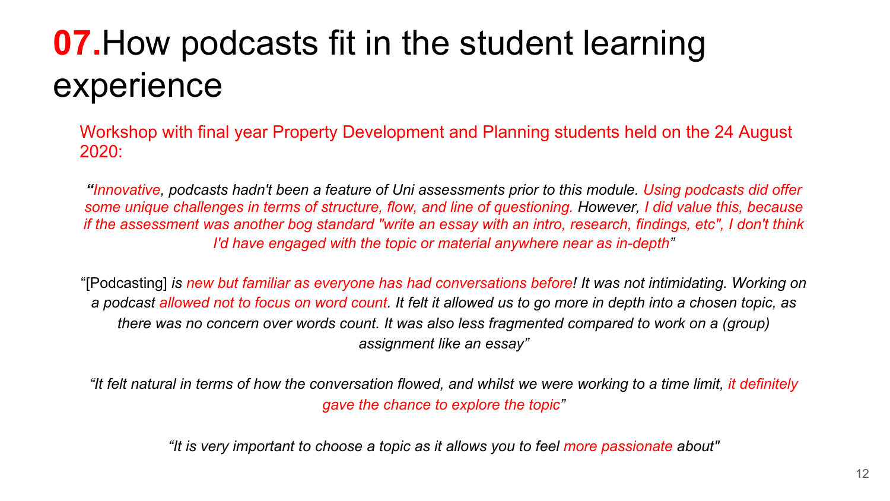# **07.** How podcasts fit in the student learning experience

Workshop with final year Property Development and Planning students held on the 24 August 2020:

*"Innovative, podcasts hadn't been a feature of Uni assessments prior to this module. Using podcasts did offer some unique challenges in terms of structure, flow, and line of questioning. However, I did value this, because if the assessment was another bog standard "write an essay with an intro, research, findings, etc", I don't think I'd have engaged with the topic or material anywhere near as in-depth"*

"[Podcasting] *is new but familiar as everyone has had conversations before! It was not intimidating. Working on a podcast allowed not to focus on word count. It felt it allowed us to go more in depth into a chosen topic, as there was no concern over words count. It was also less fragmented compared to work on a (group) assignment like an essay"*

*"It felt natural in terms of how the conversation flowed, and whilst we were working to a time limit, it definitely gave the chance to explore the topic"*

*"It is very important to choose a topic as it allows you to feel more passionate about"*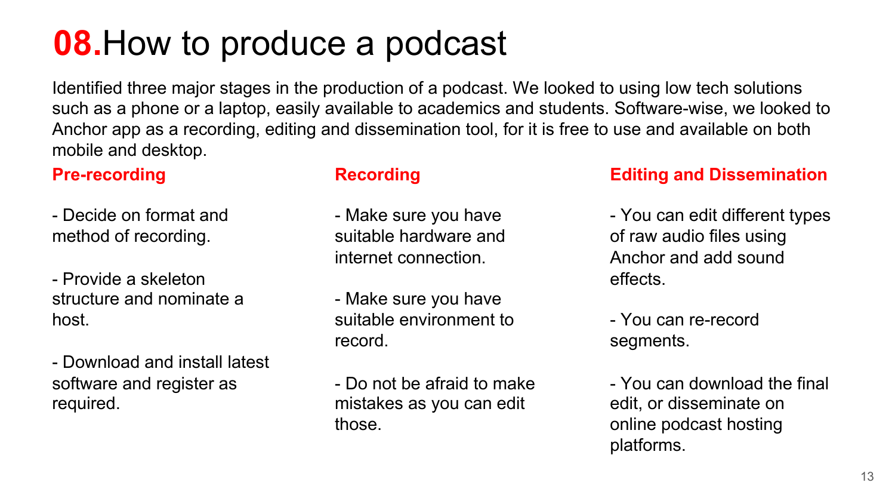# 08. How to produce a podcast

Identified three major stages in the production of a podcast. We looked to using low tech solutions such as a phone or a laptop, easily available to academics and students. Software-wise, we looked to Anchor app as a recording, editing and dissemination tool, for it is free to use and available on both mobile and desktop.

### Pre-recording

- Decide on format and method of recording.
- Provide a skeleton structure and nominate a host.
- Download and install latest software and register as required.

### Recording

- Make sure you have suitable hardware and internet connection.
- Make sure you have suitable environment to record.
- Do not be afraid to make mistakes as you can edit those.

### Editing and Dissemination

- You can edit different types of raw audio files using Anchor and add sound effects.
- You can re-record segments.
- You can download the final edit, or disseminate on online podcast hosting platforms.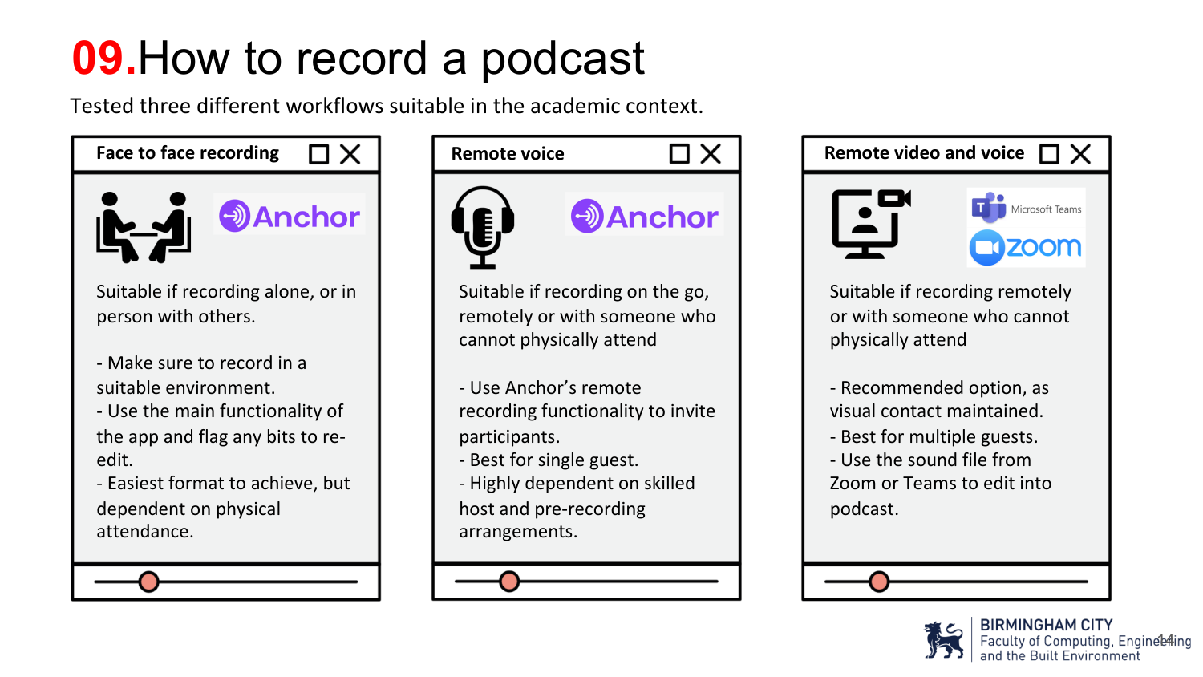# 09. How to record a podcast

Tested three different workflows suitable in the academic context.

### Face to face recording

Anchor

Suitable if recording alone, or in person with others.

- Make sure to record in a suitable environment.
- Use the main functionality of the app and flag any bits to re-edit.
- Easiest format to achieve, but dependent on physical attendance.

### Remote voice

Anchor

Suitable if recording on the go, remotely or with someone who cannot physically attend

- Use Anchor's remote recording functionality to invite participants.
- Best for single guest.
- Highly dependent on skilled host and pre-recording arrangements.

### Remote video and voice

Microsoft Teams

zoom

Suitable if recording remotely or with someone who cannot physically attend

- Recommended option, as visual contact maintained.
- Best for multiple guests.
- Use the sound file from Zoom or Teams to edit into podcast.

BIRMINGHAM CITY
Faculty of Computing, Engineering and the Built Environment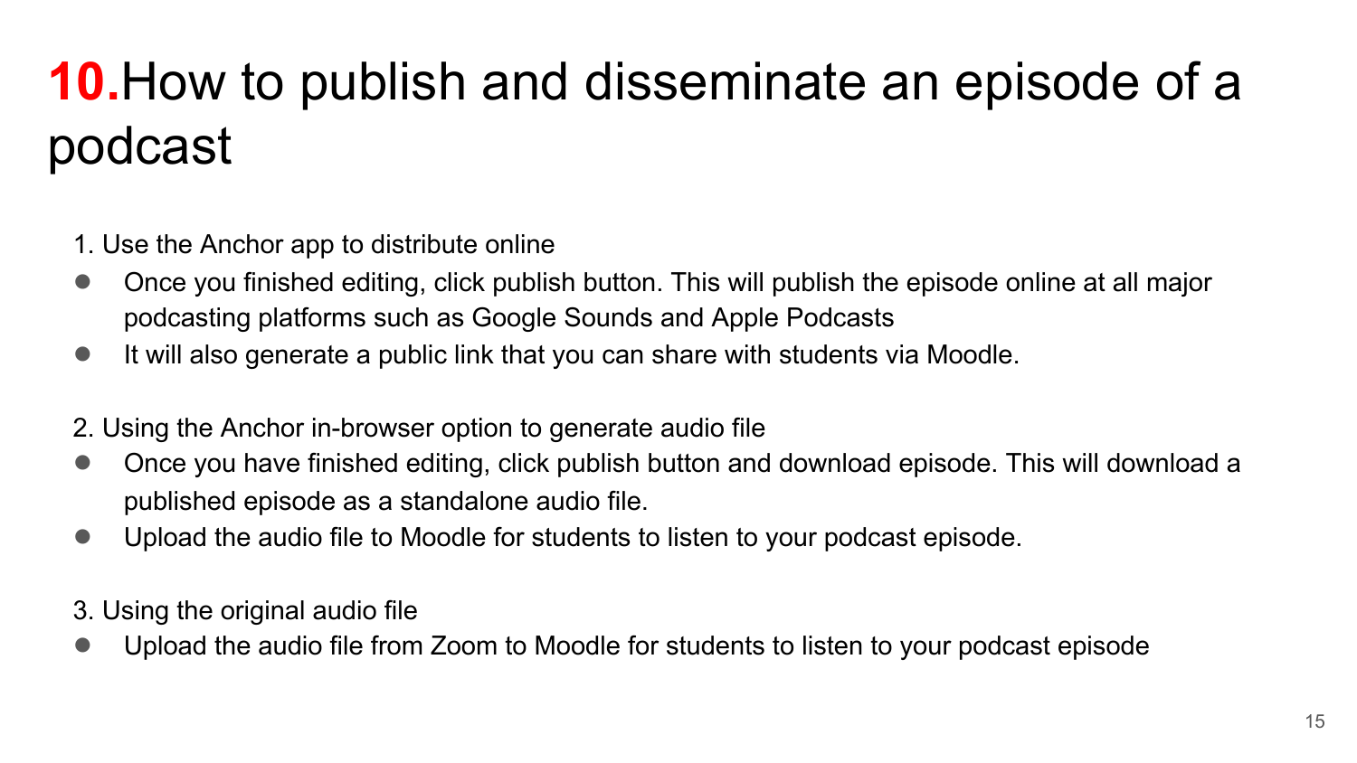# 10.How to publish and disseminate an episode of a podcast

1. Use the Anchor app to distribute online

- Once you finished editing, click publish button. This will publish the episode online at all major podcasting platforms such as Google Sounds and Apple Podcasts
- It will also generate a public link that you can share with students via Moodle.

2. Using the Anchor in-browser option to generate audio file

- Once you have finished editing, click publish button and download episode. This will download a published episode as a standalone audio file.
- Upload the audio file to Moodle for students to listen to your podcast episode.

3. Using the original audio file

- Upload the audio file from Zoom to Moodle for students to listen to your podcast episode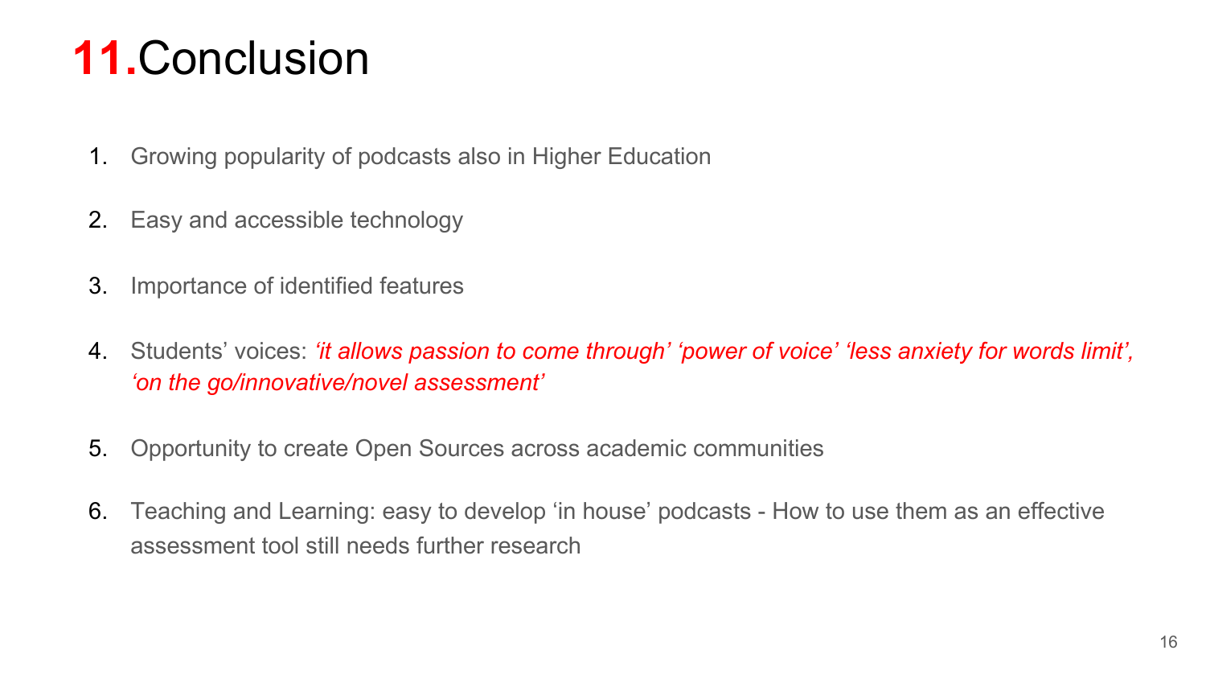# 11. Conclusion

1. Growing popularity of podcasts also in Higher Education
2. Easy and accessible technology
3. Importance of identified features
4. Students' voices: *'it allows passion to come through' 'power of voice' 'less anxiety for words limit', 'on the go/innovative/novel assessment'*
5. Opportunity to create Open Sources across academic communities
6. Teaching and Learning: easy to develop 'in house' podcasts - How to use them as an effective assessment tool still needs further research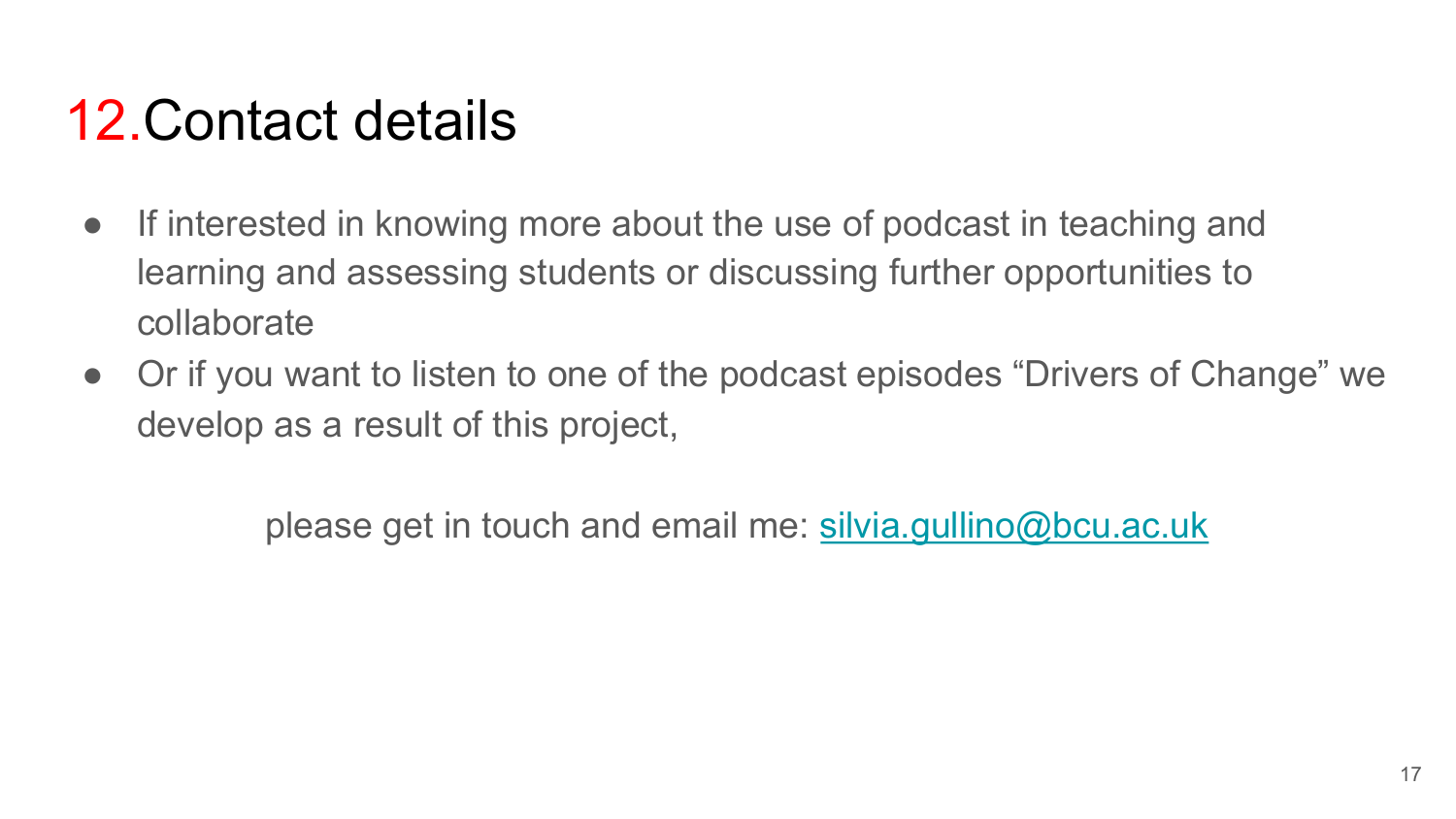# 12. Contact details

- If interested in knowing more about the use of podcast in teaching and learning and assessing students or discussing further opportunities to collaborate
- Or if you want to listen to one of the podcast episodes "Drivers of Change" we develop as a result of this project,

please get in touch and email me: [silvia.gullino@bcu.ac.uk](mailto:silvia.gullino@bcu.ac.uk)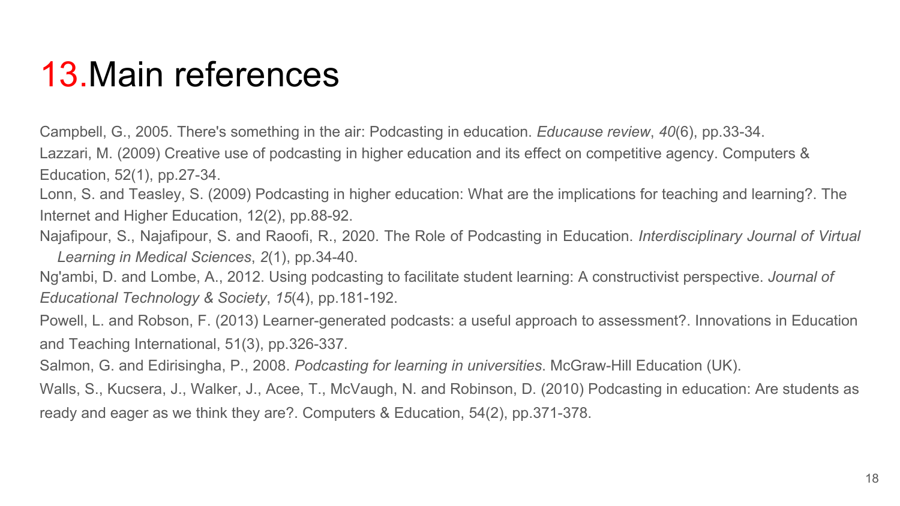# 13.Main references

Campbell, G., 2005. There's something in the air: Podcasting in education. *Educause review*, *40*(6), pp.33-34.

Lazzari, M. (2009) Creative use of podcasting in higher education and its effect on competitive agency. Computers & Education, 52(1), pp.27-34.

Lonn, S. and Teasley, S. (2009) Podcasting in higher education: What are the implications for teaching and learning?. The Internet and Higher Education, 12(2), pp.88-92.

Najafipour, S., Najafipour, S. and Raoofi, R., 2020. The Role of Podcasting in Education. *Interdisciplinary Journal of Virtual Learning in Medical Sciences*, *2*(1), pp.34-40.

Ng'ambi, D. and Lombe, A., 2012. Using podcasting to facilitate student learning: A constructivist perspective. *Journal of Educational Technology & Society*, *15*(4), pp.181-192.

Powell, L. and Robson, F. (2013) Learner-generated podcasts: a useful approach to assessment?. Innovations in Education and Teaching International, 51(3), pp.326-337.

Salmon, G. and Edirisingha, P., 2008. *Podcasting for learning in universities*. McGraw-Hill Education (UK).

Walls, S., Kucsera, J., Walker, J., Acee, T., McVaugh, N. and Robinson, D. (2010) Podcasting in education: Are students as ready and eager as we think they are?. Computers & Education, 54(2), pp.371-378.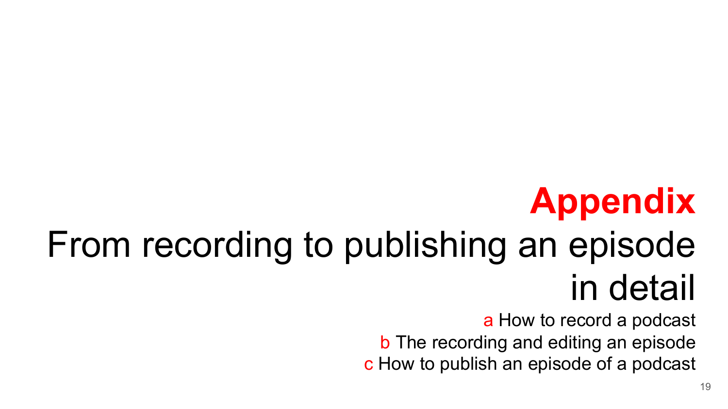# **Appendix**

# From recording to publishing an episode in detail

a How to record a podcast

b The recording and editing an episode

c How to publish an episode of a podcast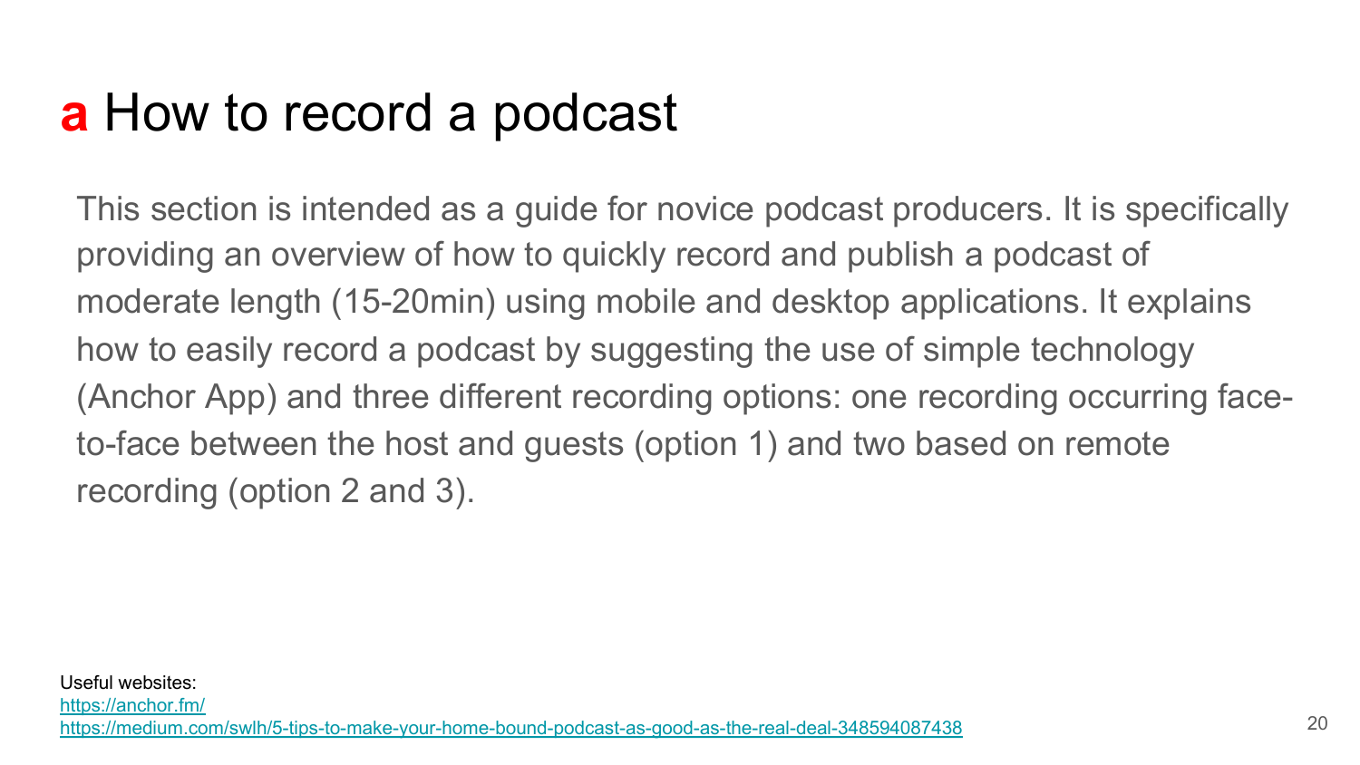# **a** How to record a podcast

This section is intended as a guide for novice podcast producers. It is specifically providing an overview of how to quickly record and publish a podcast of moderate length (15-20min) using mobile and desktop applications. It explains how to easily record a podcast by suggesting the use of simple technology (Anchor App) and three different recording options: one recording occurring face-to-face between the host and guests (option 1) and two based on remote recording (option 2 and 3).

Useful websites:
https://anchor.fm/
https://medium.com/swlh/5-tips-to-make-your-home-bound-podcast-as-good-as-the-real-deal-348594087438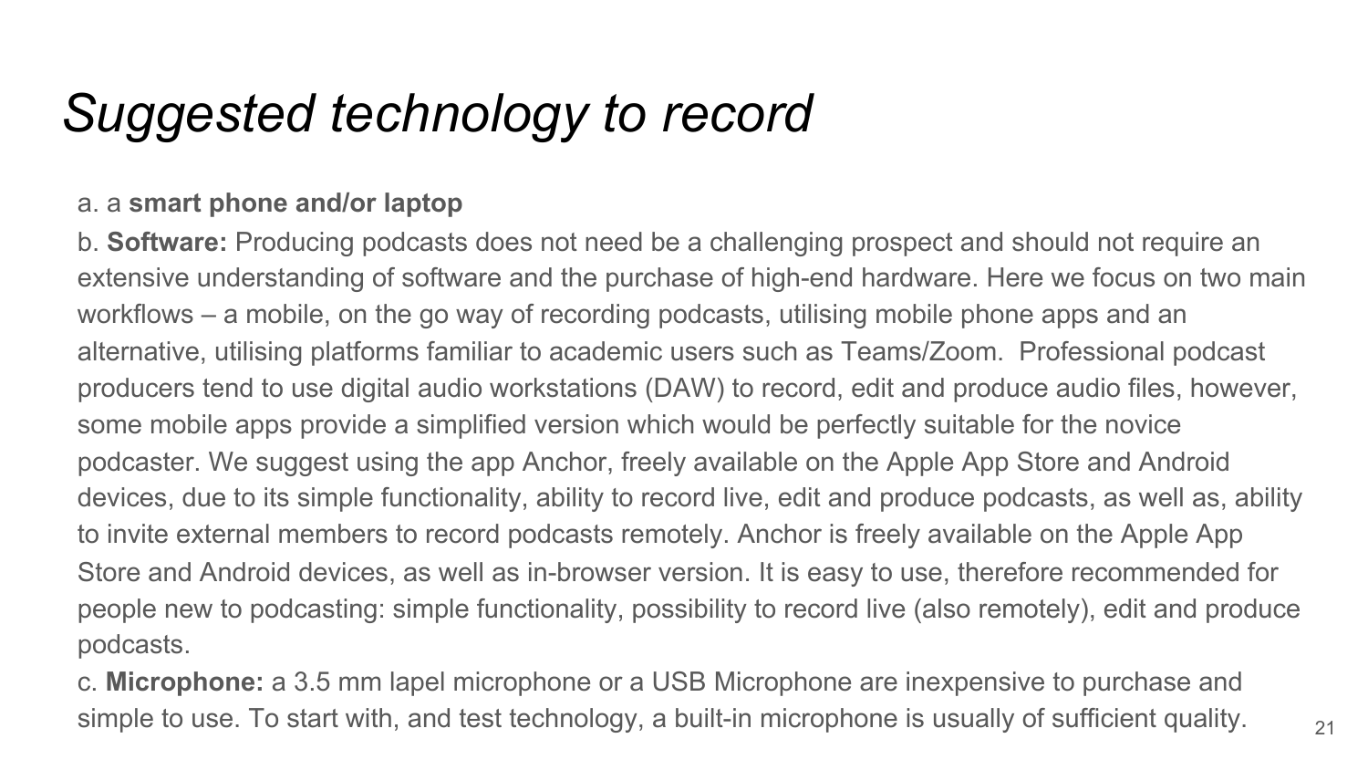# *Suggested technology to record*

a. a **smart phone and/or laptop**

b. **Software:** Producing podcasts does not need be a challenging prospect and should not require an extensive understanding of software and the purchase of high-end hardware. Here we focus on two main workflows – a mobile, on the go way of recording podcasts, utilising mobile phone apps and an alternative, utilising platforms familiar to academic users such as Teams/Zoom. Professional podcast producers tend to use digital audio workstations (DAW) to record, edit and produce audio files, however, some mobile apps provide a simplified version which would be perfectly suitable for the novice podcaster. We suggest using the app Anchor, freely available on the Apple App Store and Android devices, due to its simple functionality, ability to record live, edit and produce podcasts, as well as, ability to invite external members to record podcasts remotely. Anchor is freely available on the Apple App Store and Android devices, as well as in-browser version. It is easy to use, therefore recommended for people new to podcasting: simple functionality, possibility to record live (also remotely), edit and produce podcasts.

c. **Microphone:** a 3.5 mm lapel microphone or a USB Microphone are inexpensive to purchase and simple to use. To start with, and test technology, a built-in microphone is usually of sufficient quality.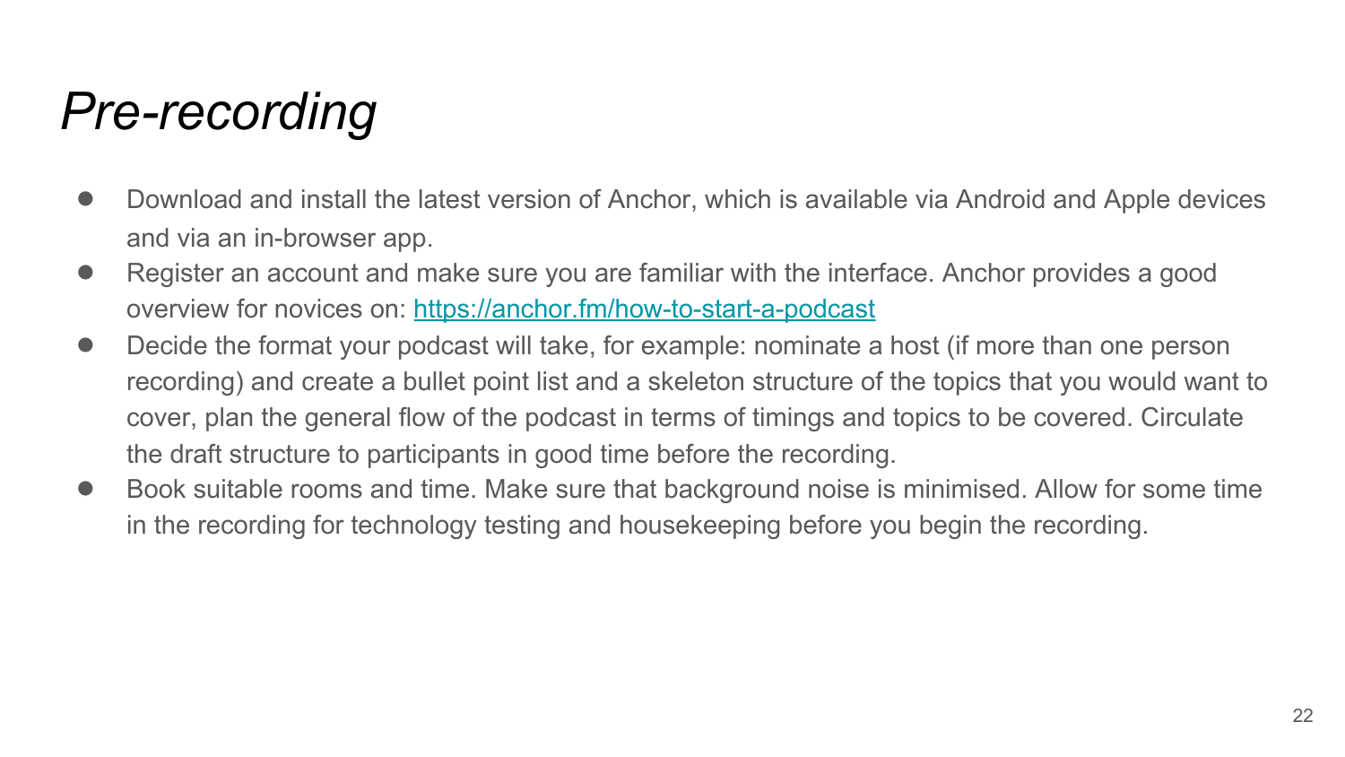# *Pre-recording*

- Download and install the latest version of Anchor, which is available via Android and Apple devices and via an in-browser app.
- Register an account and make sure you are familiar with the interface. Anchor provides a good overview for novices on: [https://anchor.fm/how-to-start-a-podcast](https://anchor.fm/how-to-start-a-podcast)
- Decide the format your podcast will take, for example: nominate a host (if more than one person recording) and create a bullet point list and a skeleton structure of the topics that you would want to cover, plan the general flow of the podcast in terms of timings and topics to be covered. Circulate the draft structure to participants in good time before the recording.
- Book suitable rooms and time. Make sure that background noise is minimised. Allow for some time in the recording for technology testing and housekeeping before you begin the recording.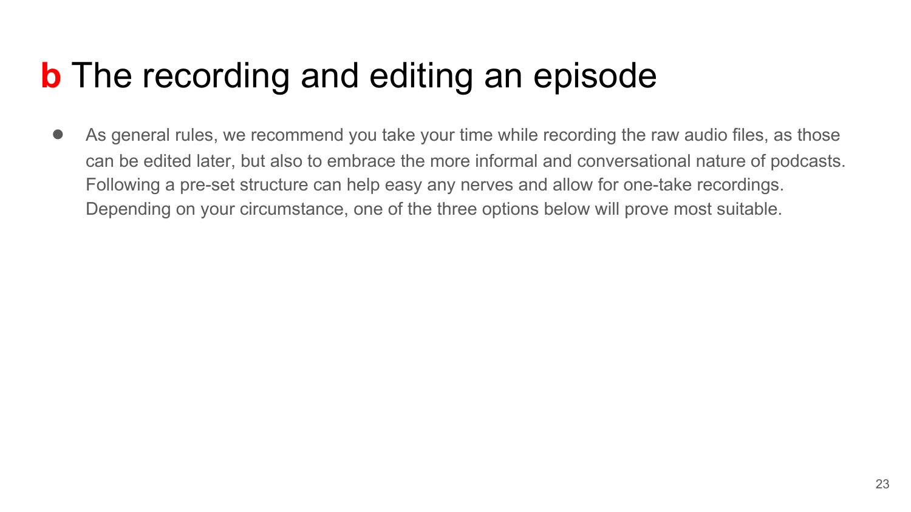## **b** The recording and editing an episode

- As general rules, we recommend you take your time while recording the raw audio files, as those can be edited later, but also to embrace the more informal and conversational nature of podcasts. Following a pre-set structure can help easy any nerves and allow for one-take recordings. Depending on your circumstance, one of the three options below will prove most suitable.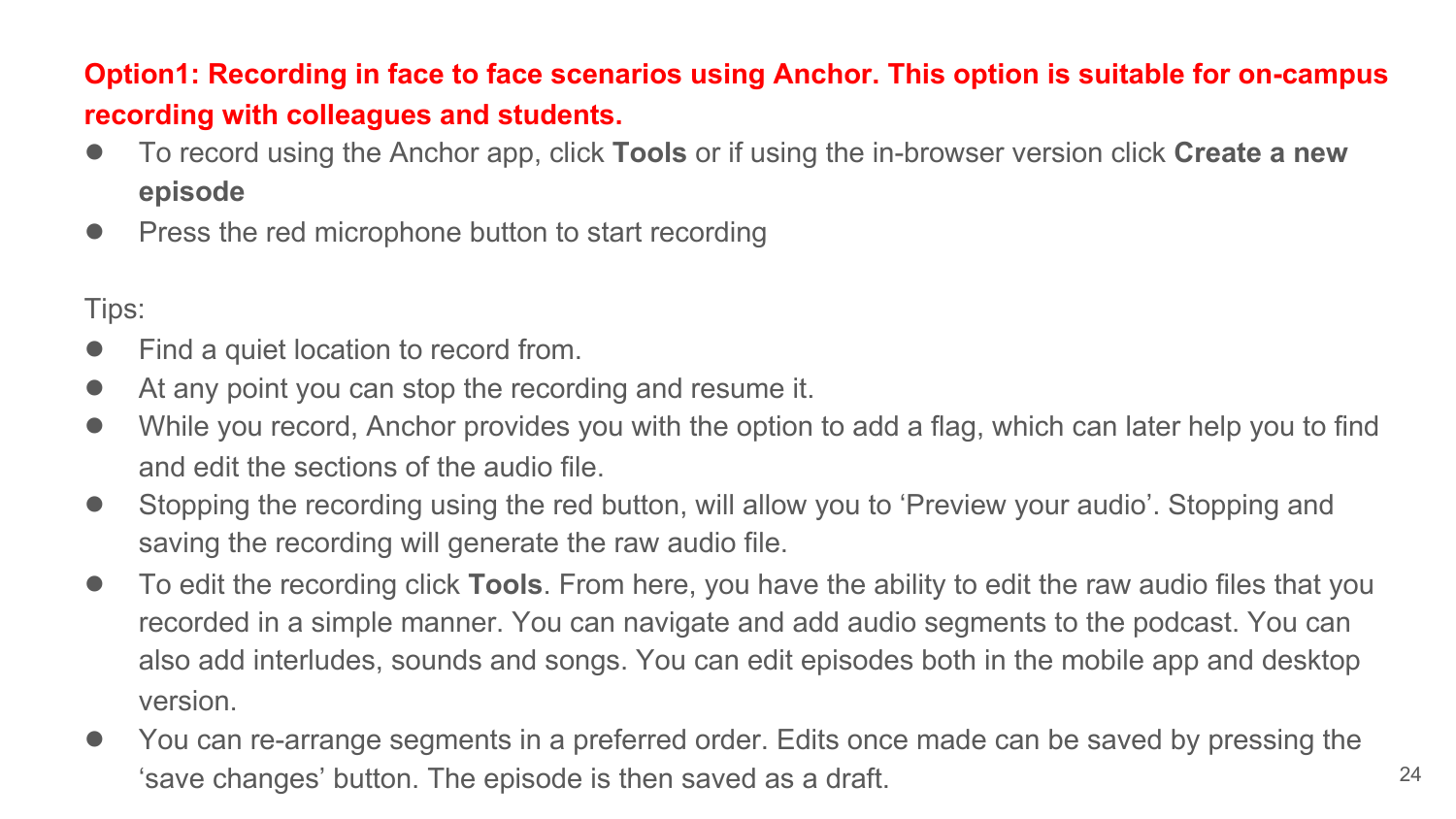**Option1: Recording in face to face scenarios using Anchor. This option is suitable for on-campus recording with colleagues and students.**

- To record using the Anchor app, click **Tools** or if using the in-browser version click **Create a new episode**
- Press the red microphone button to start recording

Tips:

- Find a quiet location to record from.
- At any point you can stop the recording and resume it.
- While you record, Anchor provides you with the option to add a flag, which can later help you to find and edit the sections of the audio file.
- Stopping the recording using the red button, will allow you to ‘Preview your audio’. Stopping and saving the recording will generate the raw audio file.
- To edit the recording click **Tools**. From here, you have the ability to edit the raw audio files that you recorded in a simple manner. You can navigate and add audio segments to the podcast. You can also add interludes, sounds and songs. You can edit episodes both in the mobile app and desktop version.
- You can re-arrange segments in a preferred order. Edits once made can be saved by pressing the ‘save changes’ button. The episode is then saved as a draft.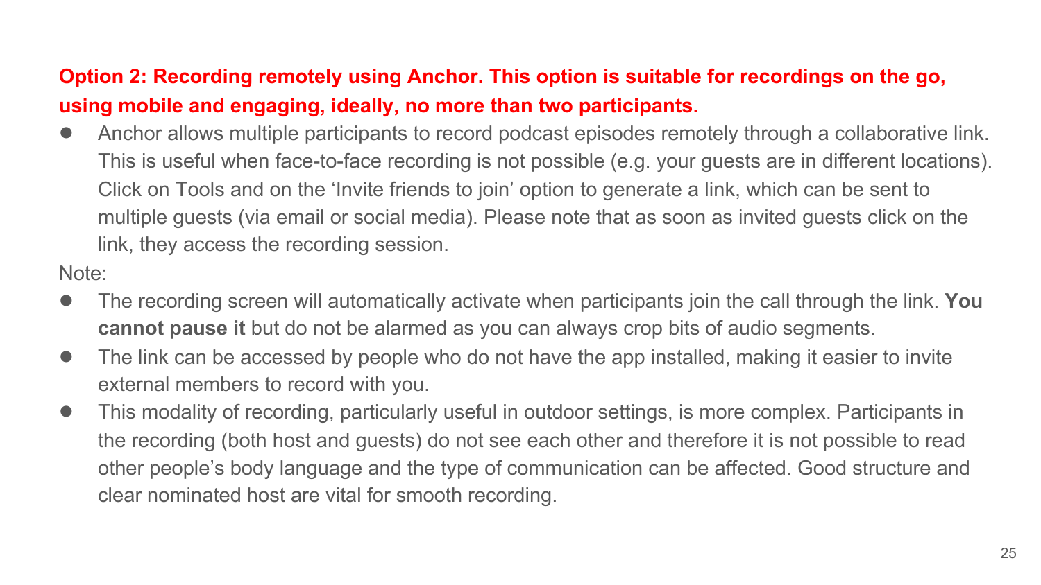**Option 2: Recording remotely using Anchor. This option is suitable for recordings on the go, using mobile and engaging, ideally, no more than two participants.**

- Anchor allows multiple participants to record podcast episodes remotely through a collaborative link. This is useful when face-to-face recording is not possible (e.g. your guests are in different locations). Click on Tools and on the ‘Invite friends to join’ option to generate a link, which can be sent to multiple guests (via email or social media). Please note that as soon as invited guests click on the link, they access the recording session.

Note:

- The recording screen will automatically activate when participants join the call through the link. **You cannot pause it** but do not be alarmed as you can always crop bits of audio segments.
- The link can be accessed by people who do not have the app installed, making it easier to invite external members to record with you.
- This modality of recording, particularly useful in outdoor settings, is more complex. Participants in the recording (both host and guests) do not see each other and therefore it is not possible to read other people’s body language and the type of communication can be affected. Good structure and clear nominated host are vital for smooth recording.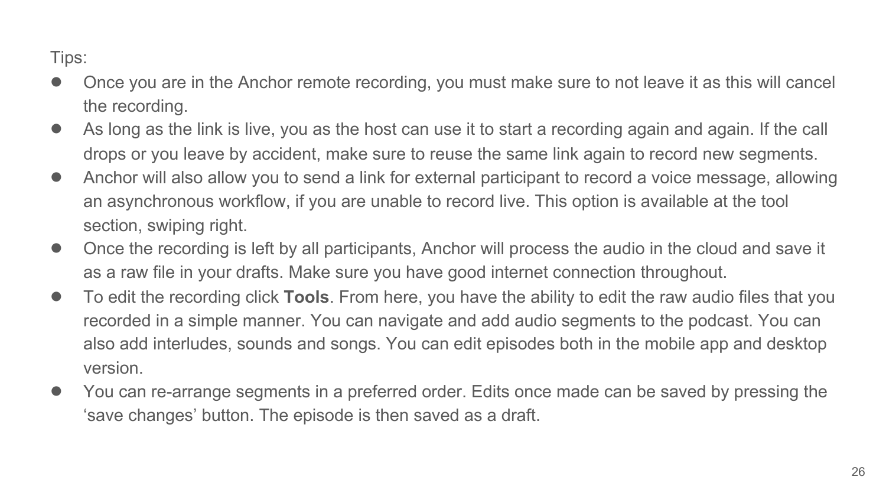Tips:

- Once you are in the Anchor remote recording, you must make sure to not leave it as this will cancel the recording.
- As long as the link is live, you as the host can use it to start a recording again and again. If the call drops or you leave by accident, make sure to reuse the same link again to record new segments.
- Anchor will also allow you to send a link for external participant to record a voice message, allowing an asynchronous workflow, if you are unable to record live. This option is available at the tool section, swiping right.
- Once the recording is left by all participants, Anchor will process the audio in the cloud and save it as a raw file in your drafts. Make sure you have good internet connection throughout.
- To edit the recording click **Tools**. From here, you have the ability to edit the raw audio files that you recorded in a simple manner. You can navigate and add audio segments to the podcast. You can also add interludes, sounds and songs. You can edit episodes both in the mobile app and desktop version.
- You can re-arrange segments in a preferred order. Edits once made can be saved by pressing the ‘save changes’ button. The episode is then saved as a draft.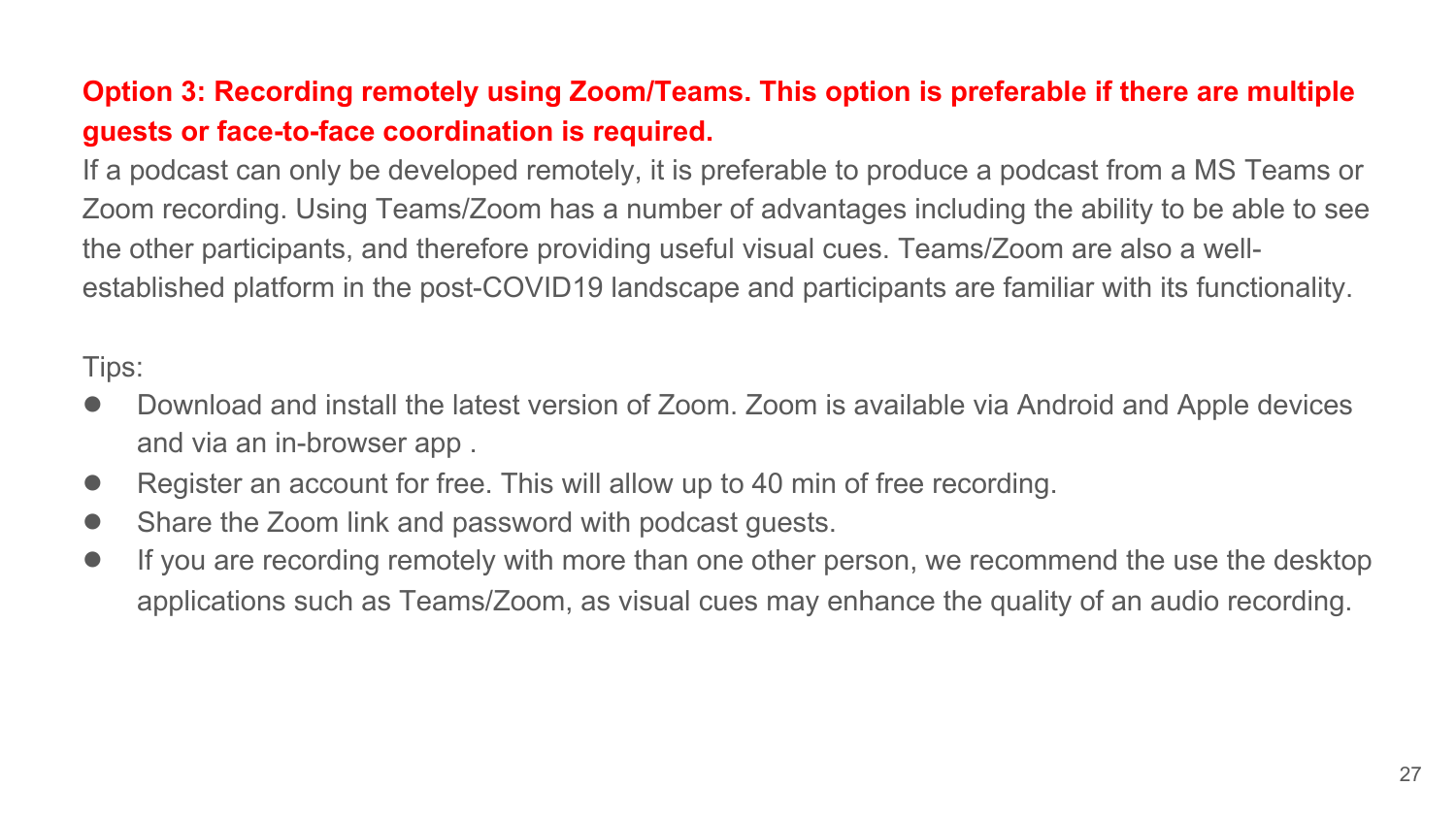**Option 3: Recording remotely using Zoom/Teams. This option is preferable if there are multiple guests or face-to-face coordination is required.**

If a podcast can only be developed remotely, it is preferable to produce a podcast from a MS Teams or Zoom recording. Using Teams/Zoom has a number of advantages including the ability to be able to see the other participants, and therefore providing useful visual cues. Teams/Zoom are also a well-established platform in the post-COVID19 landscape and participants are familiar with its functionality.

Tips:

- Download and install the latest version of Zoom. Zoom is available via Android and Apple devices and via an in-browser app .
- Register an account for free. This will allow up to 40 min of free recording.
- Share the Zoom link and password with podcast guests.
- If you are recording remotely with more than one other person, we recommend the use the desktop applications such as Teams/Zoom, as visual cues may enhance the quality of an audio recording.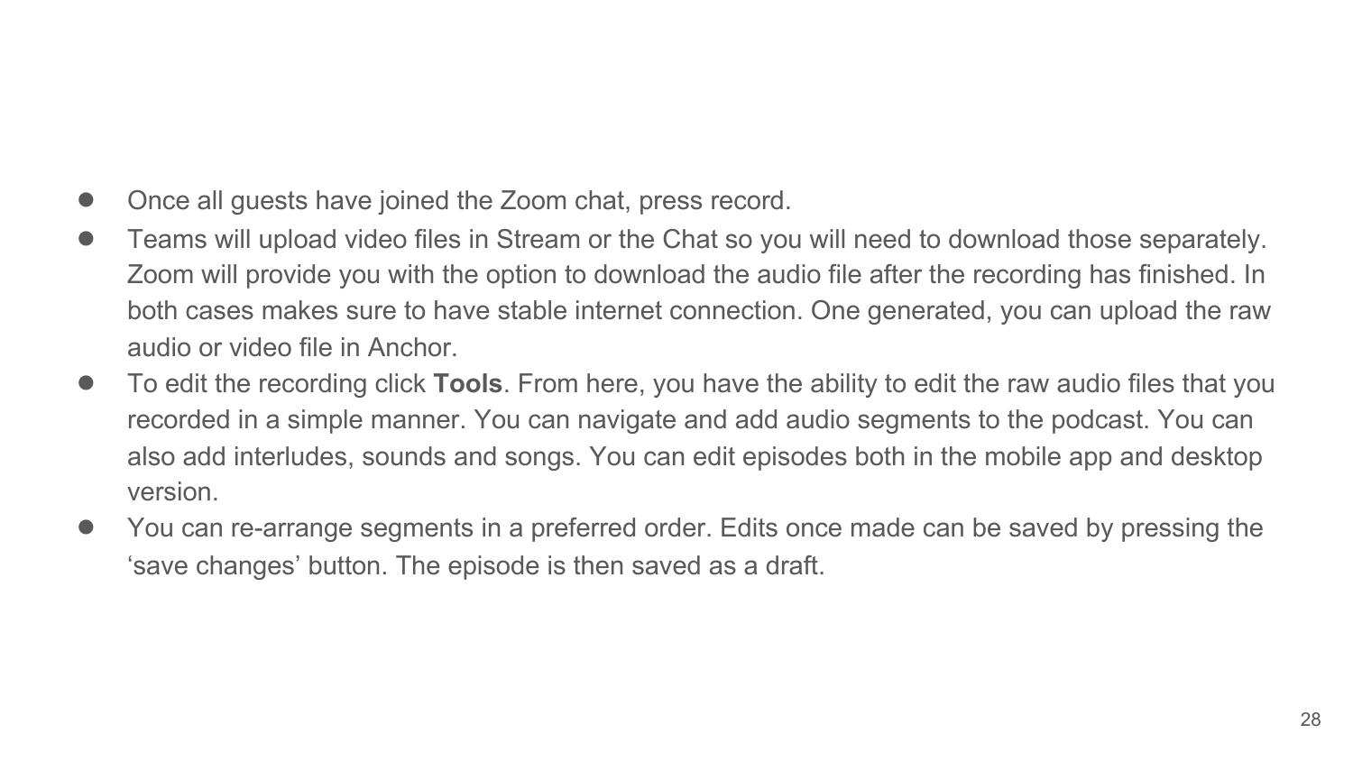- Once all guests have joined the Zoom chat, press record.
- Teams will upload video files in Stream or the Chat so you will need to download those separately. Zoom will provide you with the option to download the audio file after the recording has finished. In both cases makes sure to have stable internet connection. One generated, you can upload the raw audio or video file in Anchor.
- To edit the recording click **Tools**. From here, you have the ability to edit the raw audio files that you recorded in a simple manner. You can navigate and add audio segments to the podcast. You can also add interludes, sounds and songs. You can edit episodes both in the mobile app and desktop version.
- You can re-arrange segments in a preferred order. Edits once made can be saved by pressing the ‘save changes’ button. The episode is then saved as a draft.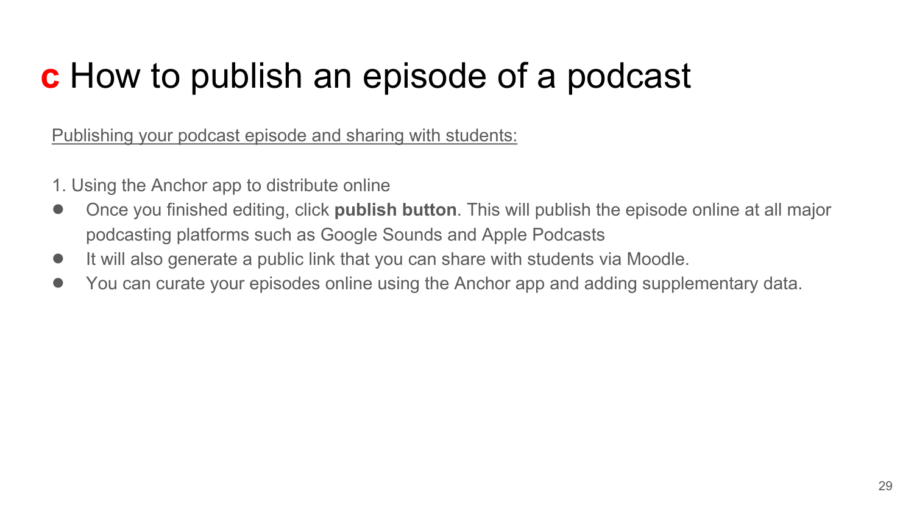# **c** How to publish an episode of a podcast

Publishing your podcast episode and sharing with students:

1. Using the Anchor app to distribute online

- Once you finished editing, click **publish button**. This will publish the episode online at all major podcasting platforms such as Google Sounds and Apple Podcasts
- It will also generate a public link that you can share with students via Moodle.
- You can curate your episodes online using the Anchor app and adding supplementary data.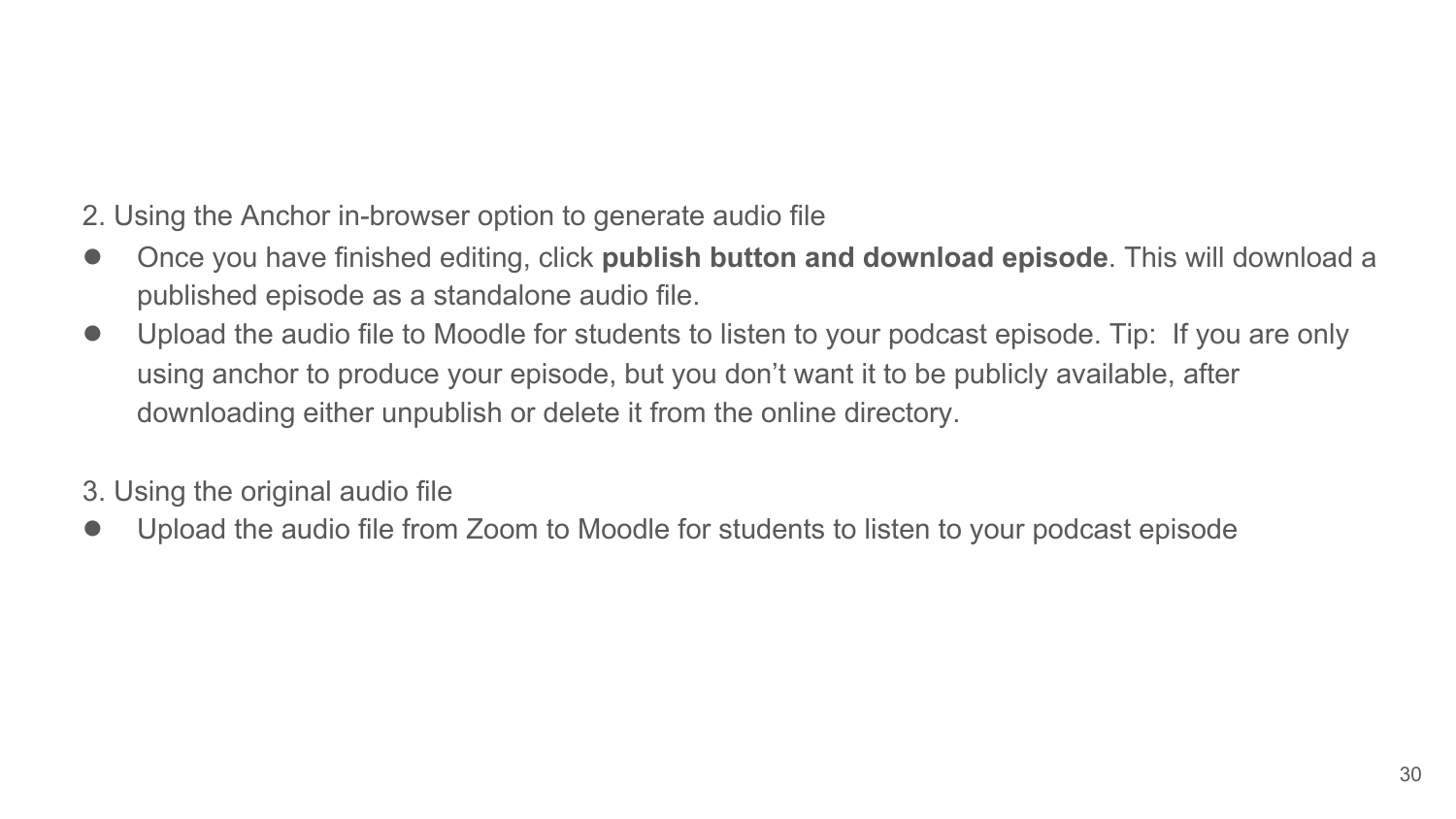2. Using the Anchor in-browser option to generate audio file

- Once you have finished editing, click **publish button and download episode**. This will download a published episode as a standalone audio file.
- Upload the audio file to Moodle for students to listen to your podcast episode. Tip: If you are only using anchor to produce your episode, but you don't want it to be publicly available, after downloading either unpublish or delete it from the online directory.

3. Using the original audio file

- Upload the audio file from Zoom to Moodle for students to listen to your podcast episode